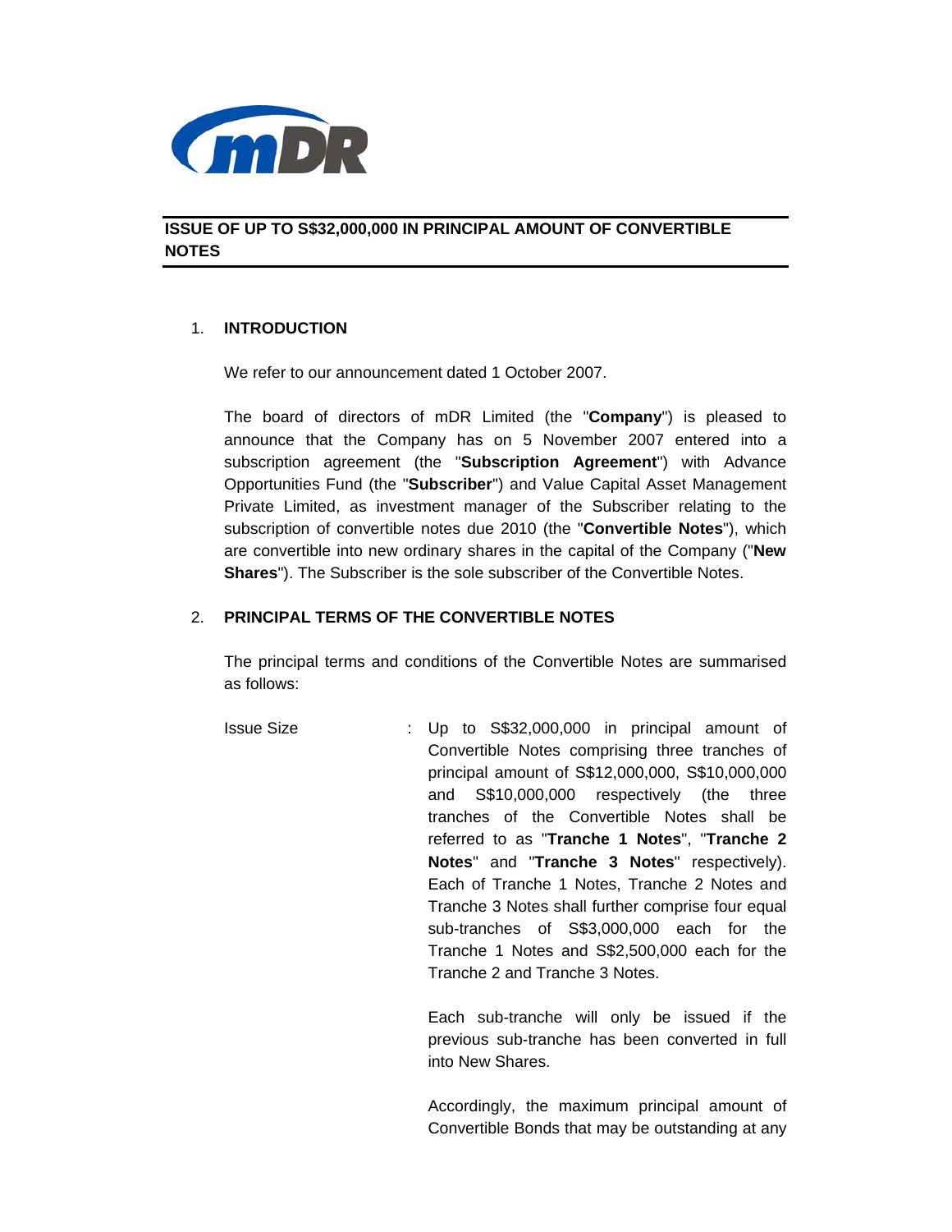**ISSUE OF UP TO S$32,000,000 IN PRINCIPAL AMOUNT OF CONVERTIBLE NOTES**

1. **INTRODUCTION**

   We refer to our announcement dated 1 October 2007.

   The board of directors of mDR Limited (the "**Company**") is pleased to announce that the Company has on 5 November 2007 entered into a subscription agreement (the "**Subscription Agreement**") with Advance Opportunities Fund (the "**Subscriber**") and Value Capital Asset Management Private Limited, as investment manager of the Subscriber relating to the subscription of convertible notes due 2010 (the "**Convertible Notes**"), which are convertible into new ordinary shares in the capital of the Company ("**New Shares**"). The Subscriber is the sole subscriber of the Convertible Notes.

2. **PRINCIPAL TERMS OF THE CONVERTIBLE NOTES**

   The principal terms and conditions of the Convertible Notes are summarised as follows:

   Issue Size : Up to S$32,000,000 in principal amount of Convertible Notes comprising three tranches of principal amount of S$12,000,000, S$10,000,000 and S$10,000,000 respectively (the three tranches of the Convertible Notes shall be referred to as "**Tranche 1 Notes**", "**Tranche 2 Notes**" and "**Tranche 3 Notes**" respectively). Each of Tranche 1 Notes, Tranche 2 Notes and Tranche 3 Notes shall further comprise four equal sub-tranches of S$3,000,000 each for the Tranche 1 Notes and S$2,500,000 each for the Tranche 2 and Tranche 3 Notes.

   Each sub-tranche will only be issued if the previous sub-tranche has been converted in full into New Shares.

   Accordingly, the maximum principal amount of Convertible Bonds that may be outstanding at any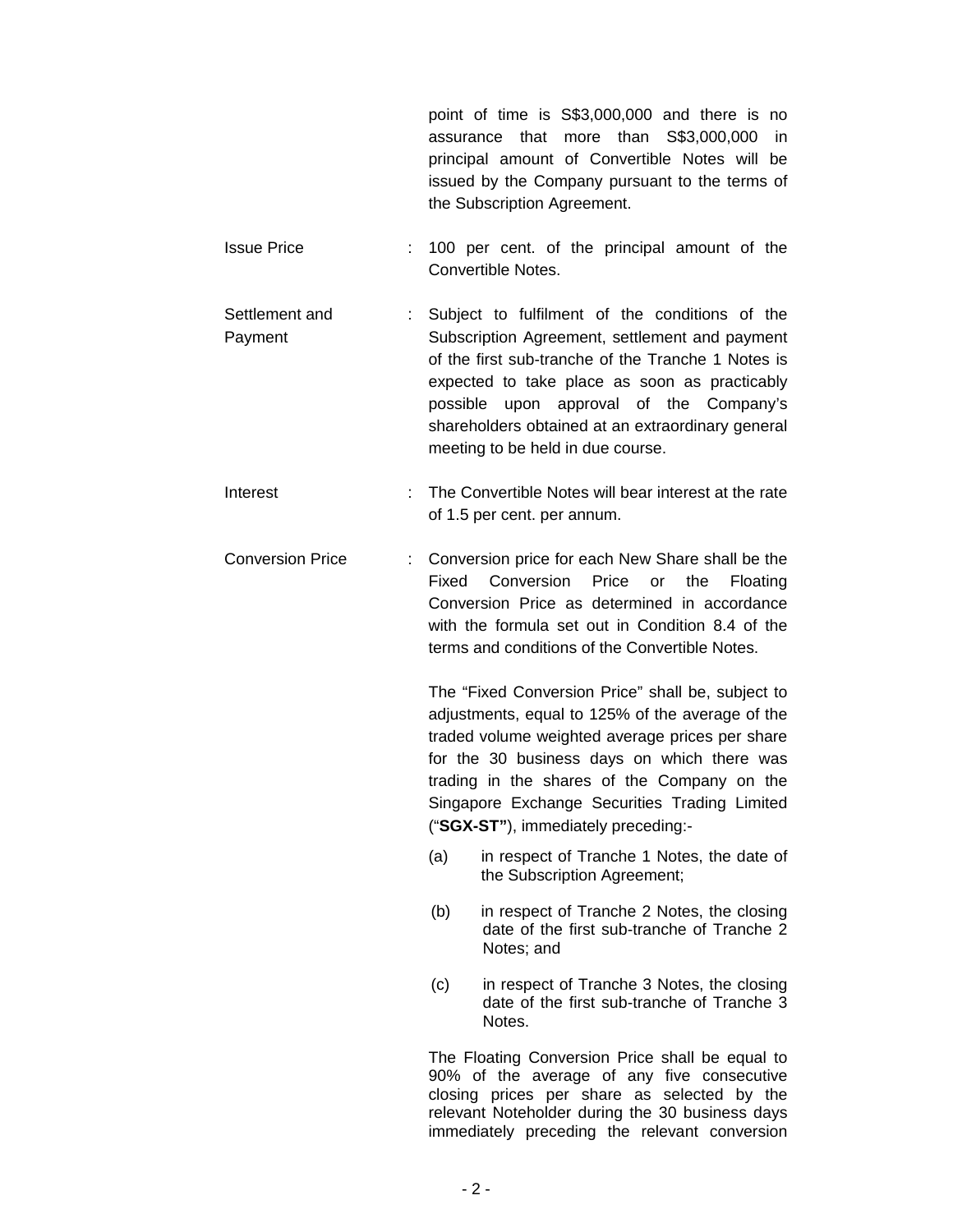point of time is S$3,000,000 and there is no assurance that more than S$3,000,000 in principal amount of Convertible Notes will be issued by the Company pursuant to the terms of the Subscription Agreement.

| | | |
|---|---|---|
| Issue Price | : | 100 per cent. of the principal amount of the Convertible Notes. |
| Settlement and Payment | : | Subject to fulfilment of the conditions of the Subscription Agreement, settlement and payment of the first sub-tranche of the Tranche 1 Notes is expected to take place as soon as practicably possible upon approval of the Company's shareholders obtained at an extraordinary general meeting to be held in due course. |
| Interest | : | The Convertible Notes will bear interest at the rate of 1.5 per cent. per annum. |
| Conversion Price | : | Conversion price for each New Share shall be the Fixed Conversion Price or the Floating Conversion Price as determined in accordance with the formula set out in Condition 8.4 of the terms and conditions of the Convertible Notes. |

The "Fixed Conversion Price" shall be, subject to adjustments, equal to 125% of the average of the traded volume weighted average prices per share for the 30 business days on which there was trading in the shares of the Company on the Singapore Exchange Securities Trading Limited ("**SGX-ST"**), immediately preceding:-

(a) in respect of Tranche 1 Notes, the date of the Subscription Agreement;

(b) in respect of Tranche 2 Notes, the closing date of the first sub-tranche of Tranche 2 Notes; and

(c) in respect of Tranche 3 Notes, the closing date of the first sub-tranche of Tranche 3 Notes.

The Floating Conversion Price shall be equal to 90% of the average of any five consecutive closing prices per share as selected by the relevant Noteholder during the 30 business days immediately preceding the relevant conversion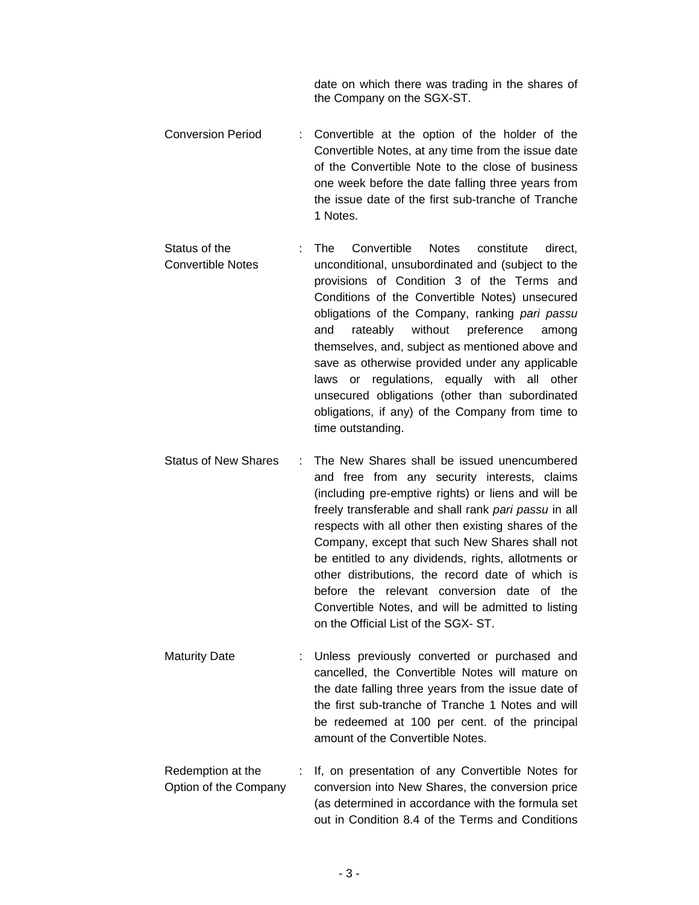date on which there was trading in the shares of the Company on the SGX-ST.

| | | |
|---|---|---|
| Conversion Period | : | Convertible at the option of the holder of the Convertible Notes, at any time from the issue date of the Convertible Note to the close of business one week before the date falling three years from the issue date of the first sub-tranche of Tranche 1 Notes. |
| Status of the Convertible Notes | : | The Convertible Notes constitute direct, unconditional, unsubordinated and (subject to the provisions of Condition 3 of the Terms and Conditions of the Convertible Notes) unsecured obligations of the Company, ranking *pari passu* and rateably without preference among themselves, and, subject as mentioned above and save as otherwise provided under any applicable laws or regulations, equally with all other unsecured obligations (other than subordinated obligations, if any) of the Company from time to time outstanding. |
| Status of New Shares | : | The New Shares shall be issued unencumbered and free from any security interests, claims (including pre-emptive rights) or liens and will be freely transferable and shall rank *pari passu* in all respects with all other then existing shares of the Company, except that such New Shares shall not be entitled to any dividends, rights, allotments or other distributions, the record date of which is before the relevant conversion date of the Convertible Notes, and will be admitted to listing on the Official List of the SGX- ST. |
| Maturity Date | : | Unless previously converted or purchased and cancelled, the Convertible Notes will mature on the date falling three years from the issue date of the first sub-tranche of Tranche 1 Notes and will be redeemed at 100 per cent. of the principal amount of the Convertible Notes. |
| Redemption at the Option of the Company | : | If, on presentation of any Convertible Notes for conversion into New Shares, the conversion price (as determined in accordance with the formula set out in Condition 8.4 of the Terms and Conditions |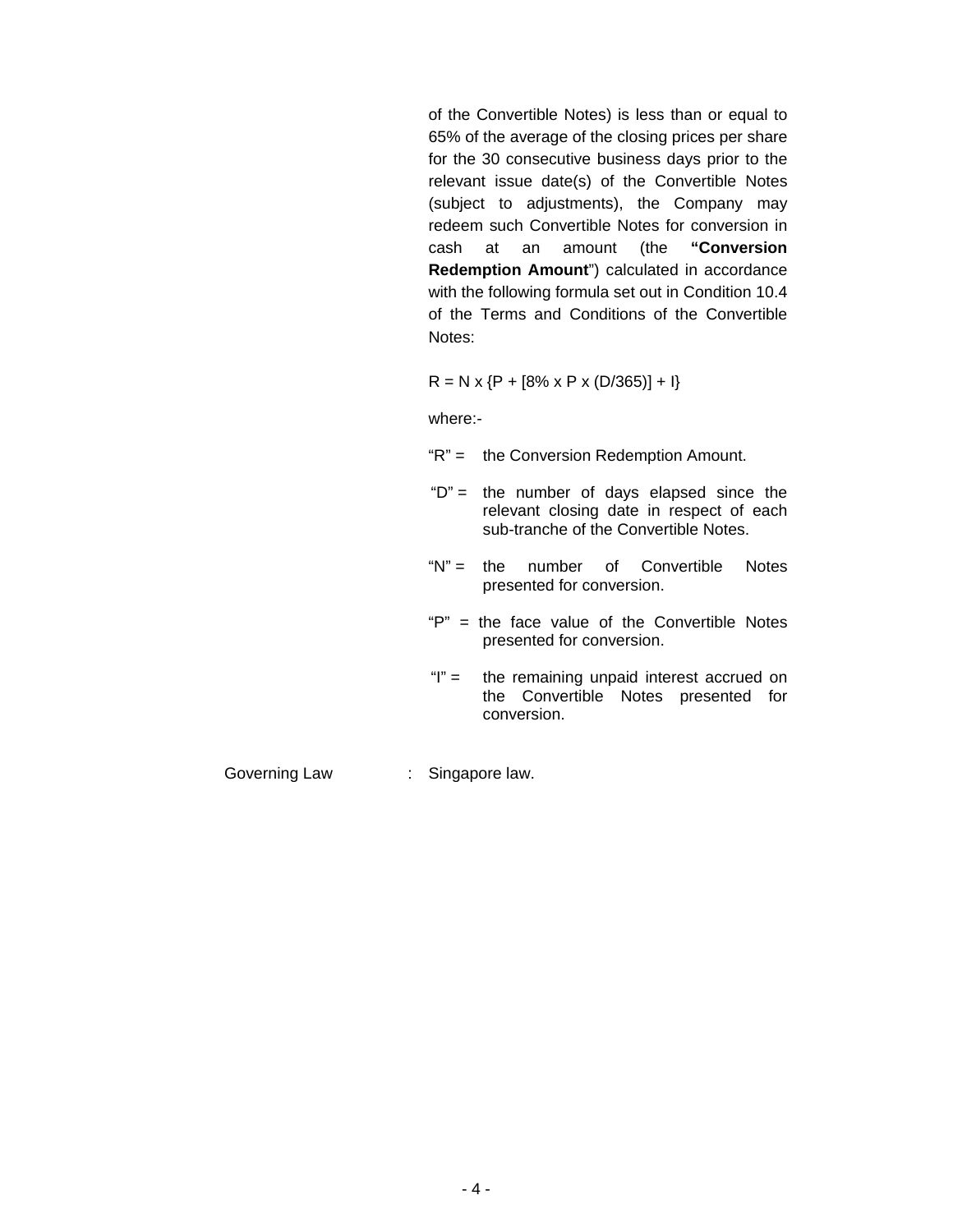of the Convertible Notes) is less than or equal to 65% of the average of the closing prices per share for the 30 consecutive business days prior to the relevant issue date(s) of the Convertible Notes (subject to adjustments), the Company may redeem such Convertible Notes for conversion in cash at an amount (the **"Conversion Redemption Amount"**) calculated in accordance with the following formula set out in Condition 10.4 of the Terms and Conditions of the Convertible Notes:

$$R = N \times \{P + [8\% \times P \times (D/365)] + I\}$$

where:-

"R" = the Conversion Redemption Amount.

"D" = the number of days elapsed since the relevant closing date in respect of each sub-tranche of the Convertible Notes.

"N" = the number of Convertible Notes presented for conversion.

"P" = the face value of the Convertible Notes presented for conversion.

"I" = the remaining unpaid interest accrued on the Convertible Notes presented for conversion.

Governing Law : Singapore law.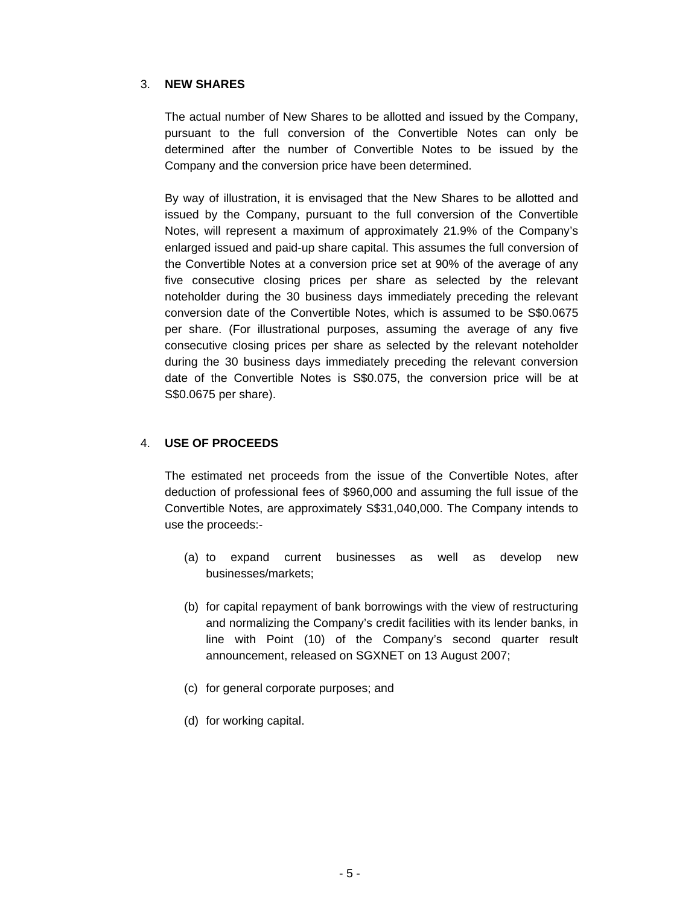## 3. NEW SHARES

The actual number of New Shares to be allotted and issued by the Company, pursuant to the full conversion of the Convertible Notes can only be determined after the number of Convertible Notes to be issued by the Company and the conversion price have been determined.

By way of illustration, it is envisaged that the New Shares to be allotted and issued by the Company, pursuant to the full conversion of the Convertible Notes, will represent a maximum of approximately 21.9% of the Company's enlarged issued and paid-up share capital. This assumes the full conversion of the Convertible Notes at a conversion price set at 90% of the average of any five consecutive closing prices per share as selected by the relevant noteholder during the 30 business days immediately preceding the relevant conversion date of the Convertible Notes, which is assumed to be S$0.0675 per share. (For illustrational purposes, assuming the average of any five consecutive closing prices per share as selected by the relevant noteholder during the 30 business days immediately preceding the relevant conversion date of the Convertible Notes is S$0.075, the conversion price will be at S$0.0675 per share).

## 4. USE OF PROCEEDS

The estimated net proceeds from the issue of the Convertible Notes, after deduction of professional fees of $960,000 and assuming the full issue of the Convertible Notes, are approximately S$31,040,000. The Company intends to use the proceeds:-

(a) to expand current businesses as well as develop new businesses/markets;

(b) for capital repayment of bank borrowings with the view of restructuring and normalizing the Company's credit facilities with its lender banks, in line with Point (10) of the Company's second quarter result announcement, released on SGXNET on 13 August 2007;

(c) for general corporate purposes; and

(d) for working capital.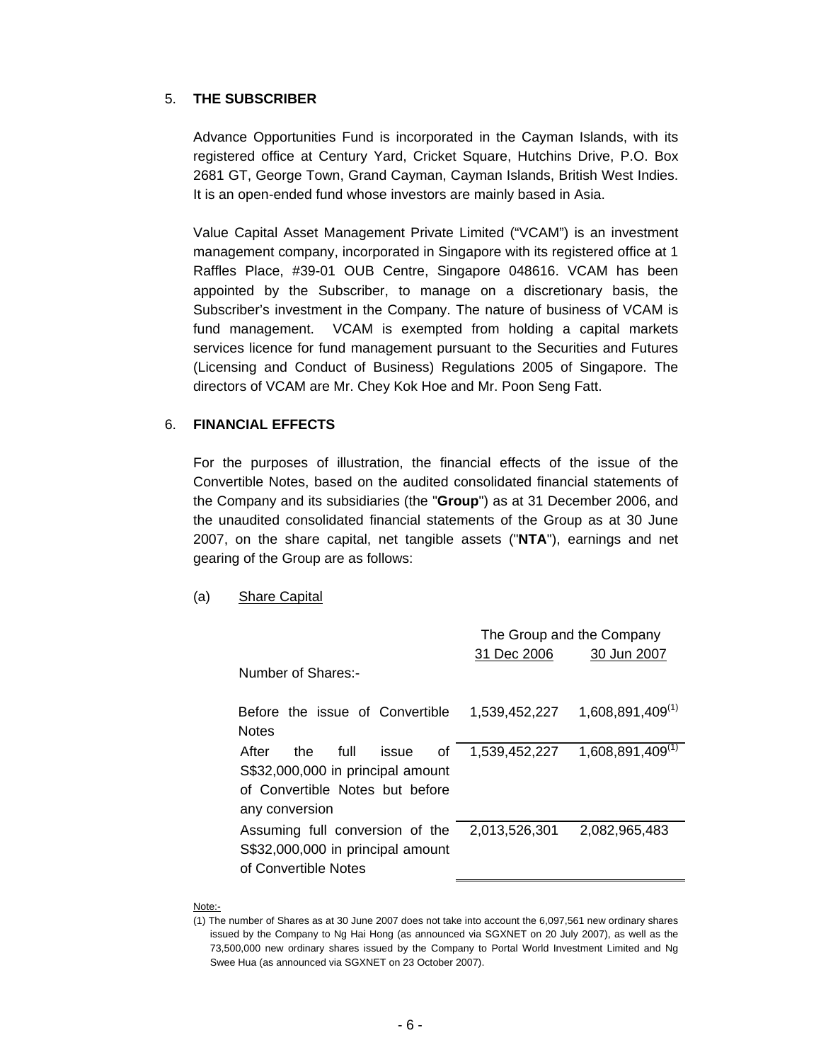## 5. THE SUBSCRIBER

Advance Opportunities Fund is incorporated in the Cayman Islands, with its registered office at Century Yard, Cricket Square, Hutchins Drive, P.O. Box 2681 GT, George Town, Grand Cayman, Cayman Islands, British West Indies. It is an open-ended fund whose investors are mainly based in Asia.

Value Capital Asset Management Private Limited ("VCAM") is an investment management company, incorporated in Singapore with its registered office at 1 Raffles Place, #39-01 OUB Centre, Singapore 048616. VCAM has been appointed by the Subscriber, to manage on a discretionary basis, the Subscriber's investment in the Company. The nature of business of VCAM is fund management. VCAM is exempted from holding a capital markets services licence for fund management pursuant to the Securities and Futures (Licensing and Conduct of Business) Regulations 2005 of Singapore. The directors of VCAM are Mr. Chey Kok Hoe and Mr. Poon Seng Fatt.

## 6. FINANCIAL EFFECTS

For the purposes of illustration, the financial effects of the issue of the Convertible Notes, based on the audited consolidated financial statements of the Company and its subsidiaries (the "**Group**") as at 31 December 2006, and the unaudited consolidated financial statements of the Group as at 30 June 2007, on the share capital, net tangible assets ("**NTA**"), earnings and net gearing of the Group are as follows:

(a) Share Capital

| | The Group and the Company | |
|---|---|---|
| | 31 Dec 2006 | 30 Jun 2007 |
| Number of Shares:- | | |
| Before the issue of Convertible Notes | 1,539,452,227 | 1,608,891,409[(1)] |
| After the full issue of S$32,000,000 in principal amount of Convertible Notes but before any conversion | 1,539,452,227 | 1,608,891,409[(1)] |
| Assuming full conversion of the S$32,000,000 in principal amount of Convertible Notes | 2,013,526,301 | 2,082,965,483 |

Note:-

(1) The number of Shares as at 30 June 2007 does not take into account the 6,097,561 new ordinary shares issued by the Company to Ng Hai Hong (as announced via SGXNET on 20 July 2007), as well as the 73,500,000 new ordinary shares issued by the Company to Portal World Investment Limited and Ng Swee Hua (as announced via SGXNET on 23 October 2007).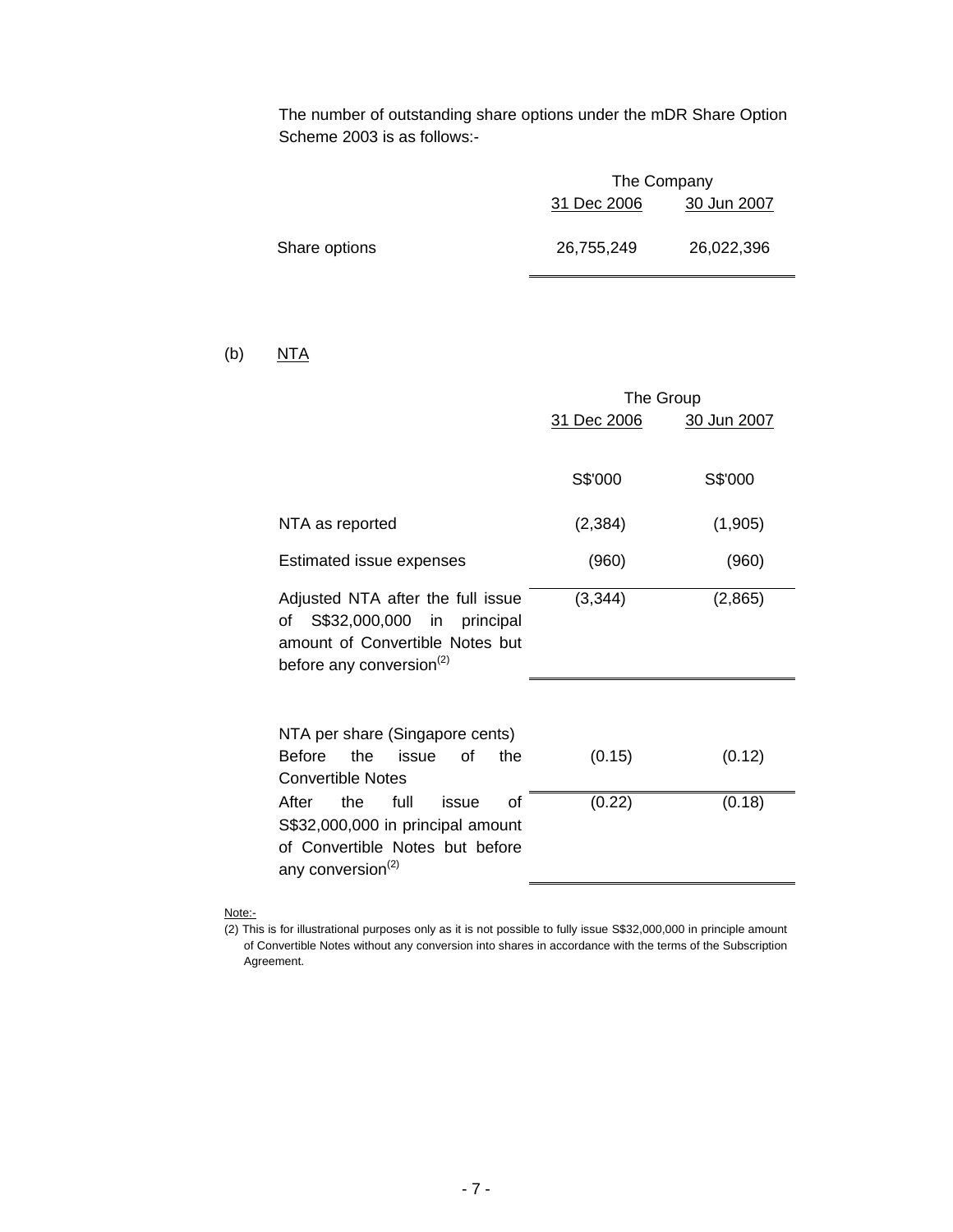The number of outstanding share options under the mDR Share Option Scheme 2003 is as follows:-

| | The Company | |
|---|---|---|
| | 31 Dec 2006 | 30 Jun 2007 |
| Share options | 26,755,249 | 26,022,396 |

(b) NTA

| | The Group | |
|---|---|---|
| | 31 Dec 2006 | 30 Jun 2007 |
| | S$'000 | S$'000 |
| NTA as reported | (2,384) | (1,905) |
| Estimated issue expenses | (960) | (960) |
| Adjusted NTA after the full issue of S$32,000,000 in principal amount of Convertible Notes but before any conversion(2) | (3,344) | (2,865) |
| NTA per share (Singapore cents) | | |
| Before the issue of the Convertible Notes | (0.15) | (0.12) |
| After the full issue of S$32,000,000 in principal amount of Convertible Notes but before any conversion(2) | (0.22) | (0.18) |

Note:-

(2) This is for illustrational purposes only as it is not possible to fully issue S$32,000,000 in principle amount of Convertible Notes without any conversion into shares in accordance with the terms of the Subscription Agreement.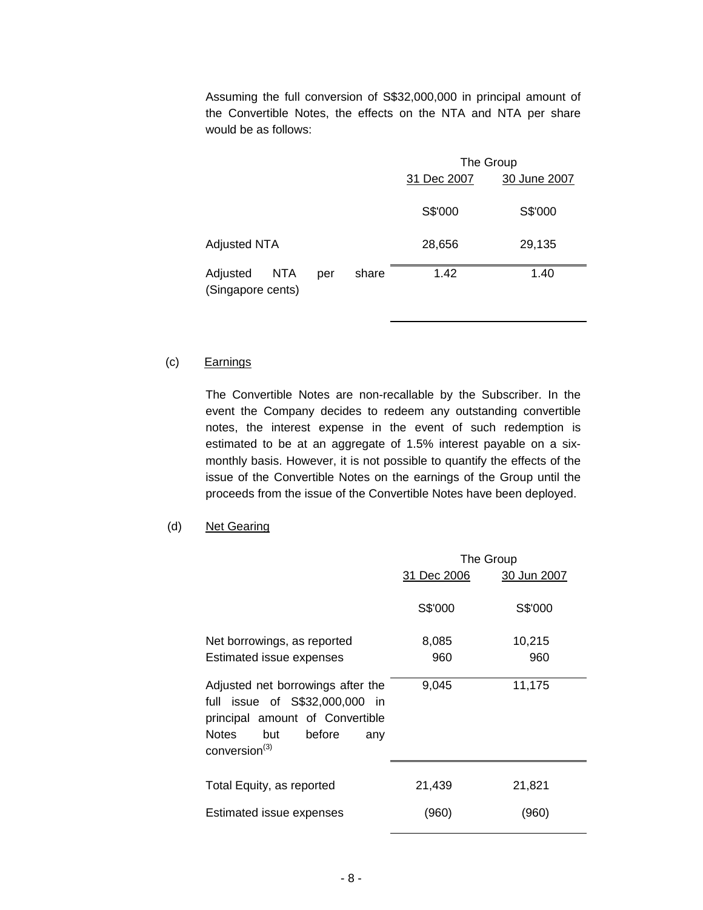Assuming the full conversion of S$32,000,000 in principal amount of the Convertible Notes, the effects on the NTA and NTA per share would be as follows:

| | The Group | |
|---|---|---|
| | 31 Dec 2007 | 30 June 2007 |
| | S$'000 | S$'000 |
| Adjusted NTA | 28,656 | 29,135 |
| Adjusted NTA per share (Singapore cents) | 1.42 | 1.40 |

(c) Earnings

The Convertible Notes are non-recallable by the Subscriber. In the event the Company decides to redeem any outstanding convertible notes, the interest expense in the event of such redemption is estimated to be at an aggregate of 1.5% interest payable on a six-monthly basis. However, it is not possible to quantify the effects of the issue of the Convertible Notes on the earnings of the Group until the proceeds from the issue of the Convertible Notes have been deployed.

(d) Net Gearing

| | The Group | |
|---|---|---|
| | 31 Dec 2006 | 30 Jun 2007 |
| | S$'000 | S$'000 |
| Net borrowings, as reported | 8,085 | 10,215 |
| Estimated issue expenses | 960 | 960 |
| Adjusted net borrowings after the full issue of S$32,000,000 in principal amount of Convertible Notes but before any conversion[(3)] | 9,045 | 11,175 |
| Total Equity, as reported | 21,439 | 21,821 |
| Estimated issue expenses | (960) | (960) |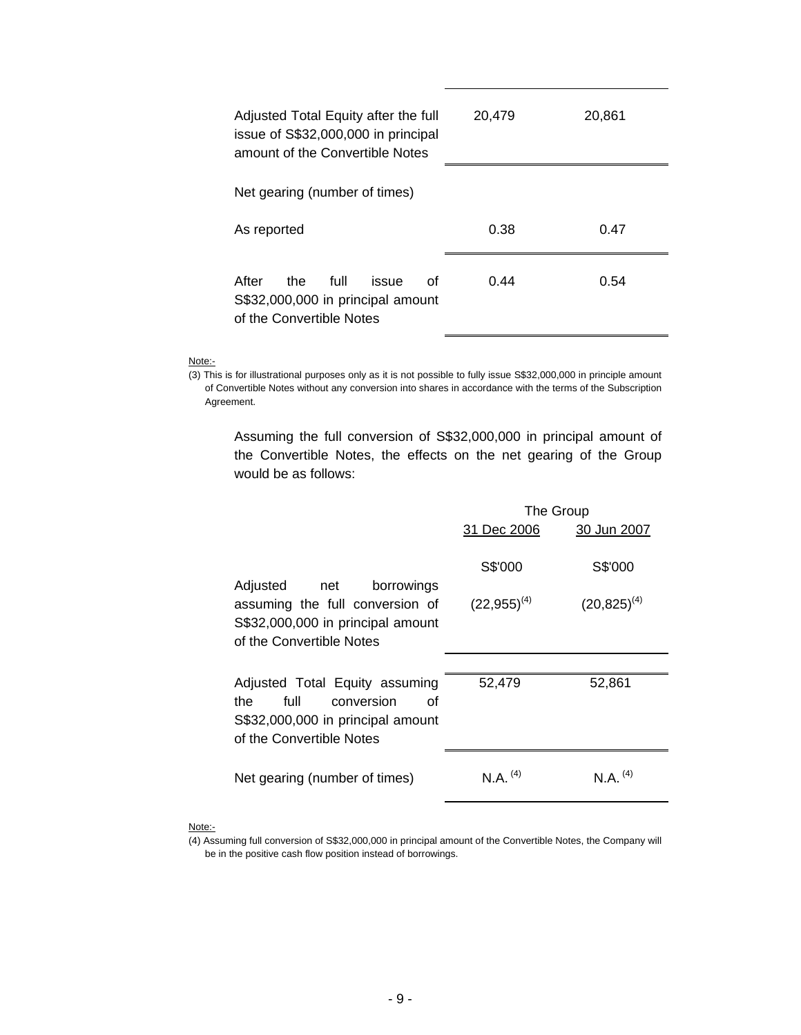| | | |
|---|---|---|
| Adjusted Total Equity after the full issue of S$32,000,000 in principal amount of the Convertible Notes | 20,479 | 20,861 |
| Net gearing (number of times) | | |
| As reported | 0.38 | 0.47 |
| After the full issue of S$32,000,000 in principal amount of the Convertible Notes | 0.44 | 0.54 |

Note:-

(3) This is for illustrational purposes only as it is not possible to fully issue S$32,000,000 in principle amount of Convertible Notes without any conversion into shares in accordance with the terms of the Subscription Agreement.

Assuming the full conversion of S$32,000,000 in principal amount of the Convertible Notes, the effects on the net gearing of the Group would be as follows:

| | The Group | |
|---|---|---|
| | 31 Dec 2006 | 30 Jun 2007 |
| | S$'000 | S$'000 |
| Adjusted net borrowings assuming the full conversion of S$32,000,000 in principal amount of the Convertible Notes | (22,955)[4] | (20,825)[4] |
| Adjusted Total Equity assuming the full conversion of S$32,000,000 in principal amount of the Convertible Notes | 52,479 | 52,861 |
| Net gearing (number of times) | N.A. [4] | N.A. [4] |

Note:-

(4) Assuming full conversion of S$32,000,000 in principal amount of the Convertible Notes, the Company will be in the positive cash flow position instead of borrowings.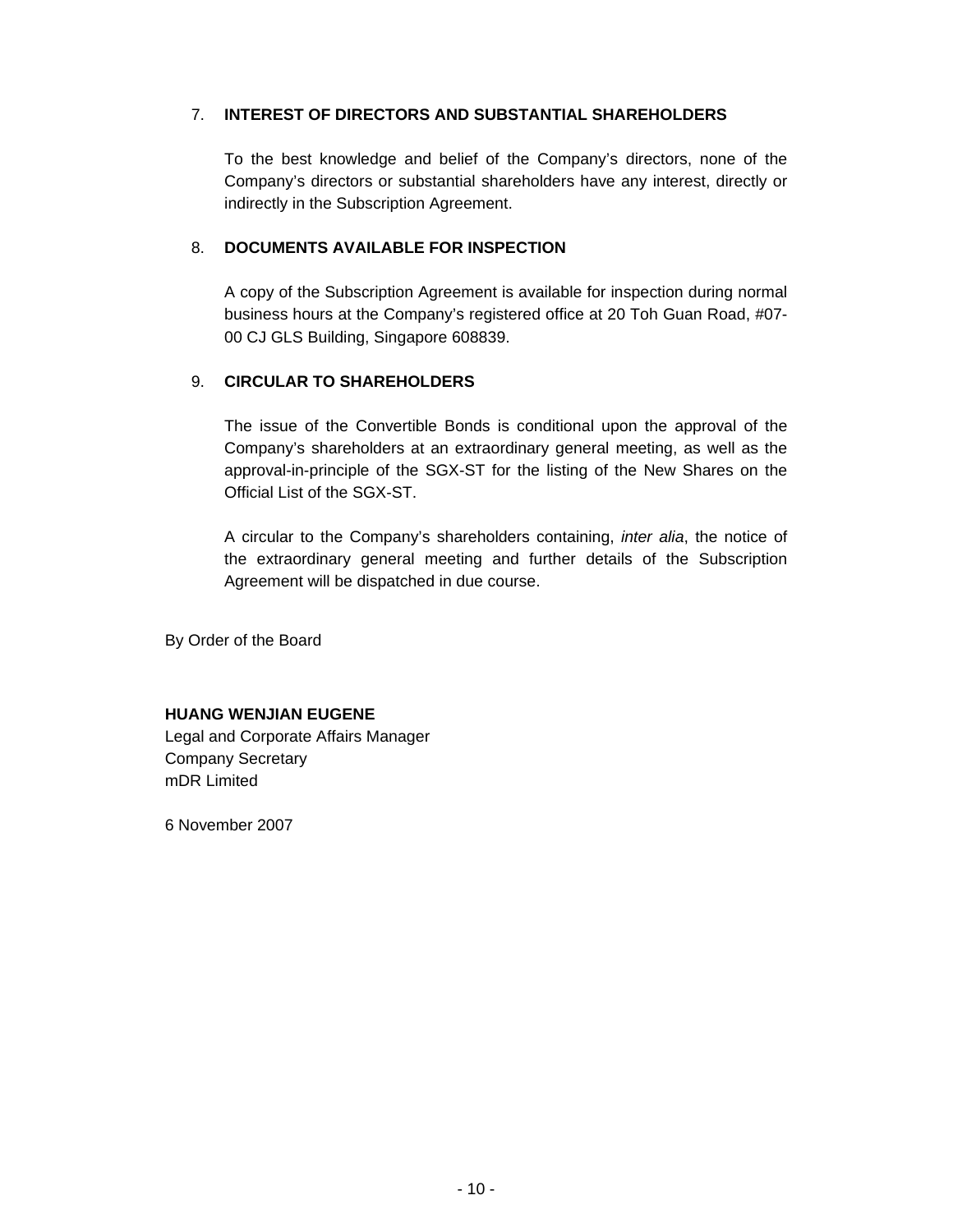## 7. INTEREST OF DIRECTORS AND SUBSTANTIAL SHAREHOLDERS

To the best knowledge and belief of the Company's directors, none of the Company's directors or substantial shareholders have any interest, directly or indirectly in the Subscription Agreement.

## 8. DOCUMENTS AVAILABLE FOR INSPECTION

A copy of the Subscription Agreement is available for inspection during normal business hours at the Company's registered office at 20 Toh Guan Road, #07-00 CJ GLS Building, Singapore 608839.

## 9. CIRCULAR TO SHAREHOLDERS

The issue of the Convertible Bonds is conditional upon the approval of the Company's shareholders at an extraordinary general meeting, as well as the approval-in-principle of the SGX-ST for the listing of the New Shares on the Official List of the SGX-ST.

A circular to the Company's shareholders containing, *inter alia*, the notice of the extraordinary general meeting and further details of the Subscription Agreement will be dispatched in due course.

By Order of the Board

**HUANG WENJIAN EUGENE**
Legal and Corporate Affairs Manager
Company Secretary
mDR Limited

6 November 2007